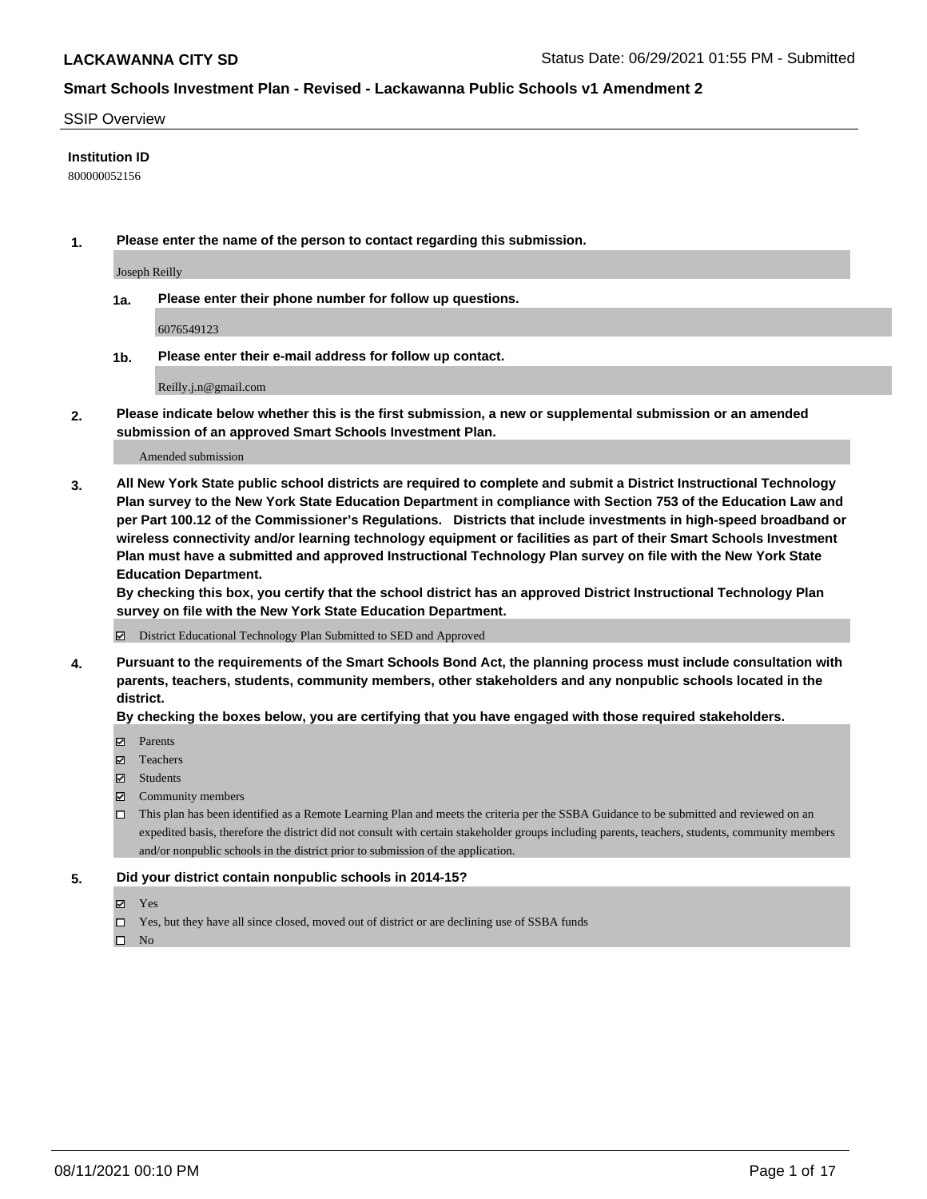**LACKAWANNA CITY SD**

Status Date: 06/29/2021 01:55 PM - Submitted

## Smart Schools Investment Plan - Revised - Lackawanna Public Schools v1 Amendment 2

SSIP Overview

**Institution ID**

800000052156

**1. Please enter the name of the person to contact regarding this submission.**

Joseph Reilly

**1a. Please enter their phone number for follow up questions.**

6076549123

**1b. Please enter their e-mail address for follow up contact.**

Reilly.j.n@gmail.com

**2. Please indicate below whether this is the first submission, a new or supplemental submission or an amended submission of an approved Smart Schools Investment Plan.**

Amended submission

**3. All New York State public school districts are required to complete and submit a District Instructional Technology Plan survey to the New York State Education Department in compliance with Section 753 of the Education Law and per Part 100.12 of the Commissioner's Regulations. Districts that include investments in high-speed broadband or wireless connectivity and/or learning technology equipment or facilities as part of their Smart Schools Investment Plan must have a submitted and approved Instructional Technology Plan survey on file with the New York State Education Department.**

**By checking this box, you certify that the school district has an approved District Instructional Technology Plan survey on file with the New York State Education Department.**

- [x] District Educational Technology Plan Submitted to SED and Approved

**4. Pursuant to the requirements of the Smart Schools Bond Act, the planning process must include consultation with parents, teachers, students, community members, other stakeholders and any nonpublic schools located in the district.**

**By checking the boxes below, you are certifying that you have engaged with those required stakeholders.**

- [x] Parents
- [x] Teachers
- [x] Students
- [x] Community members
- [ ] This plan has been identified as a Remote Learning Plan and meets the criteria per the SSBA Guidance to be submitted and reviewed on an expedited basis, therefore the district did not consult with certain stakeholder groups including parents, teachers, students, community members and/or nonpublic schools in the district prior to submission of the application.

**5. Did your district contain nonpublic schools in 2014-15?**

- [x] Yes
- [ ] Yes, but they have all since closed, moved out of district or are declining use of SSBA funds
- [ ] No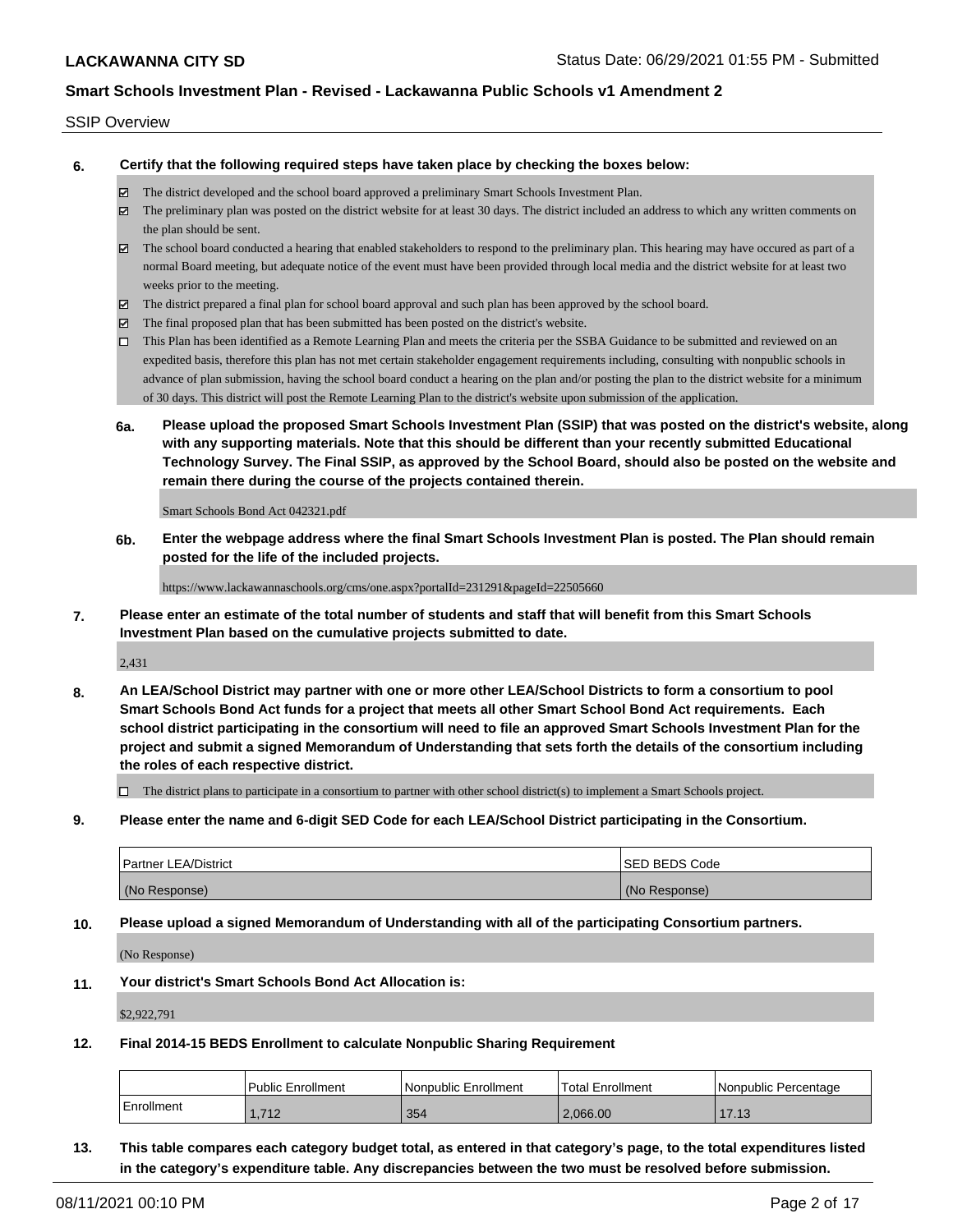SSIP Overview

**6. Certify that the following required steps have taken place by checking the boxes below:**

- ☑ The district developed and the school board approved a preliminary Smart Schools Investment Plan.
- ☑ The preliminary plan was posted on the district website for at least 30 days. The district included an address to which any written comments on the plan should be sent.
- ☑ The school board conducted a hearing that enabled stakeholders to respond to the preliminary plan. This hearing may have occured as part of a normal Board meeting, but adequate notice of the event must have been provided through local media and the district website for at least two weeks prior to the meeting.
- ☑ The district prepared a final plan for school board approval and such plan has been approved by the school board.
- ☑ The final proposed plan that has been submitted has been posted on the district's website.
- ☐ This Plan has been identified as a Remote Learning Plan and meets the criteria per the SSBA Guidance to be submitted and reviewed on an expedited basis, therefore this plan has not met certain stakeholder engagement requirements including, consulting with nonpublic schools in advance of plan submission, having the school board conduct a hearing on the plan and/or posting the plan to the district website for a minimum of 30 days. This district will post the Remote Learning Plan to the district's website upon submission of the application.

**6a. Please upload the proposed Smart Schools Investment Plan (SSIP) that was posted on the district's website, along with any supporting materials. Note that this should be different than your recently submitted Educational Technology Survey. The Final SSIP, as approved by the School Board, should also be posted on the website and remain there during the course of the projects contained therein.**

Smart Schools Bond Act 042321.pdf

**6b. Enter the webpage address where the final Smart Schools Investment Plan is posted. The Plan should remain posted for the life of the included projects.**

https://www.lackawannaschools.org/cms/one.aspx?portalId=231291&pageId=22505660

**7. Please enter an estimate of the total number of students and staff that will benefit from this Smart Schools Investment Plan based on the cumulative projects submitted to date.**

2,431

**8. An LEA/School District may partner with one or more other LEA/School Districts to form a consortium to pool Smart Schools Bond Act funds for a project that meets all other Smart School Bond Act requirements. Each school district participating in the consortium will need to file an approved Smart Schools Investment Plan for the project and submit a signed Memorandum of Understanding that sets forth the details of the consortium including the roles of each respective district.**

- ☐ The district plans to participate in a consortium to partner with other school district(s) to implement a Smart Schools project.

**9. Please enter the name and 6-digit SED Code for each LEA/School District participating in the Consortium.**

| Partner LEA/District | SED BEDS Code |
|---|---|
| (No Response) | (No Response) |

**10. Please upload a signed Memorandum of Understanding with all of the participating Consortium partners.**

(No Response)

**11. Your district's Smart Schools Bond Act Allocation is:**

$2,922,791

**12. Final 2014-15 BEDS Enrollment to calculate Nonpublic Sharing Requirement**

| | Public Enrollment | Nonpublic Enrollment | Total Enrollment | Nonpublic Percentage |
|---|---|---|---|---|
| Enrollment | 1,712 | 354 | 2,066.00 | 17.13 |

**13. This table compares each category budget total, as entered in that category's page, to the total expenditures listed in the category's expenditure table. Any discrepancies between the two must be resolved before submission.**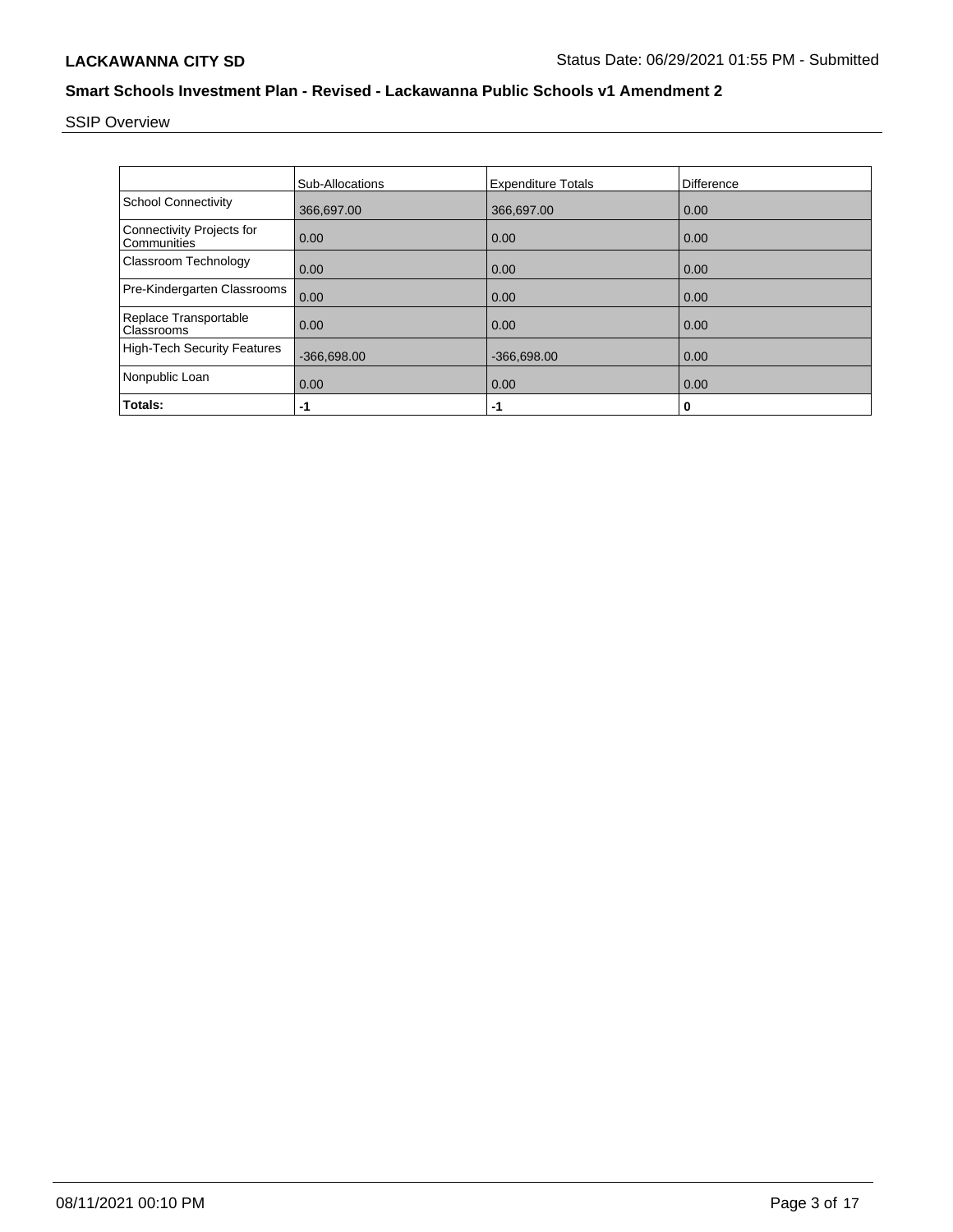SSIP Overview

| | Sub-Allocations | Expenditure Totals | Difference |
|---|---|---|---|
| School Connectivity | 366,697.00 | 366,697.00 | 0.00 |
| Connectivity Projects for Communities | 0.00 | 0.00 | 0.00 |
| Classroom Technology | 0.00 | 0.00 | 0.00 |
| Pre-Kindergarten Classrooms | 0.00 | 0.00 | 0.00 |
| Replace Transportable Classrooms | 0.00 | 0.00 | 0.00 |
| High-Tech Security Features | -366,698.00 | -366,698.00 | 0.00 |
| Nonpublic Loan | 0.00 | 0.00 | 0.00 |
| **Totals:** | **-1** | **-1** | **0** |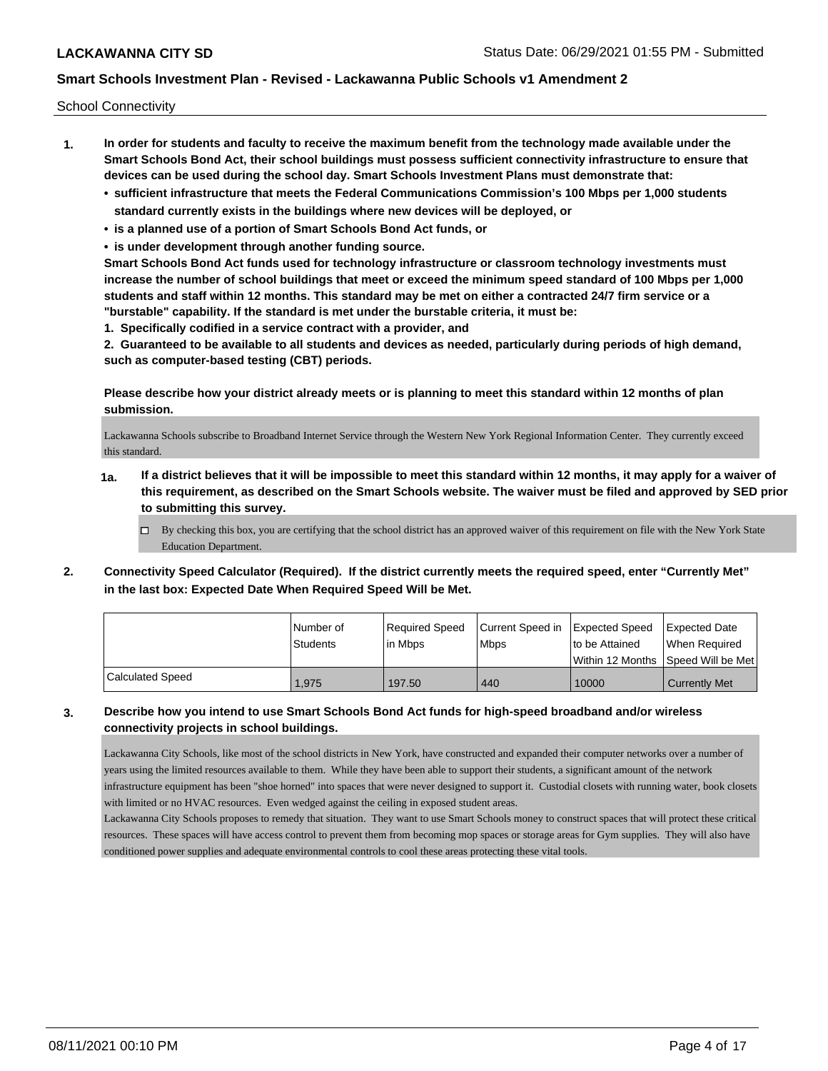School Connectivity

1. **In order for students and faculty to receive the maximum benefit from the technology made available under the Smart Schools Bond Act, their school buildings must possess sufficient connectivity infrastructure to ensure that devices can be used during the school day. Smart Schools Investment Plans must demonstrate that:**
   - **sufficient infrastructure that meets the Federal Communications Commission's 100 Mbps per 1,000 students standard currently exists in the buildings where new devices will be deployed, or**
   - **is a planned use of a portion of Smart Schools Bond Act funds, or**
   - **is under development through another funding source.**

   **Smart Schools Bond Act funds used for technology infrastructure or classroom technology investments must increase the number of school buildings that meet or exceed the minimum speed standard of 100 Mbps per 1,000 students and staff within 12 months. This standard may be met on either a contracted 24/7 firm service or a "burstable" capability. If the standard is met under the burstable criteria, it must be:**

   **1. Specifically codified in a service contract with a provider, and**

   **2. Guaranteed to be available to all students and devices as needed, particularly during periods of high demand, such as computer-based testing (CBT) periods.**

   **Please describe how your district already meets or is planning to meet this standard within 12 months of plan submission.**

   Lackawanna Schools subscribe to Broadband Internet Service through the Western New York Regional Information Center. They currently exceed this standard.

   **1a. If a district believes that it will be impossible to meet this standard within 12 months, it may apply for a waiver of this requirement, as described on the Smart Schools website. The waiver must be filed and approved by SED prior to submitting this survey.**

   ☐ By checking this box, you are certifying that the school district has an approved waiver of this requirement on file with the New York State Education Department.

2. **Connectivity Speed Calculator (Required). If the district currently meets the required speed, enter "Currently Met" in the last box: Expected Date When Required Speed Will be Met.**

| | Number of Students | Required Speed in Mbps | Current Speed in Mbps | Expected Speed to be Attained Within 12 Months | Expected Date When Required Speed Will be Met |
|---|---|---|---|---|---|
| Calculated Speed | 1,975 | 197.50 | 440 | 10000 | Currently Met |

3. **Describe how you intend to use Smart Schools Bond Act funds for high-speed broadband and/or wireless connectivity projects in school buildings.**

   Lackawanna City Schools, like most of the school districts in New York, have constructed and expanded their computer networks over a number of years using the limited resources available to them. While they have been able to support their students, a significant amount of the network infrastructure equipment has been "shoe horned" into spaces that were never designed to support it. Custodial closets with running water, book closets with limited or no HVAC resources. Even wedged against the ceiling in exposed student areas.

   Lackawanna City Schools proposes to remedy that situation. They want to use Smart Schools money to construct spaces that will protect these critical resources. These spaces will have access control to prevent them from becoming mop spaces or storage areas for Gym supplies. They will also have conditioned power supplies and adequate environmental controls to cool these areas protecting these vital tools.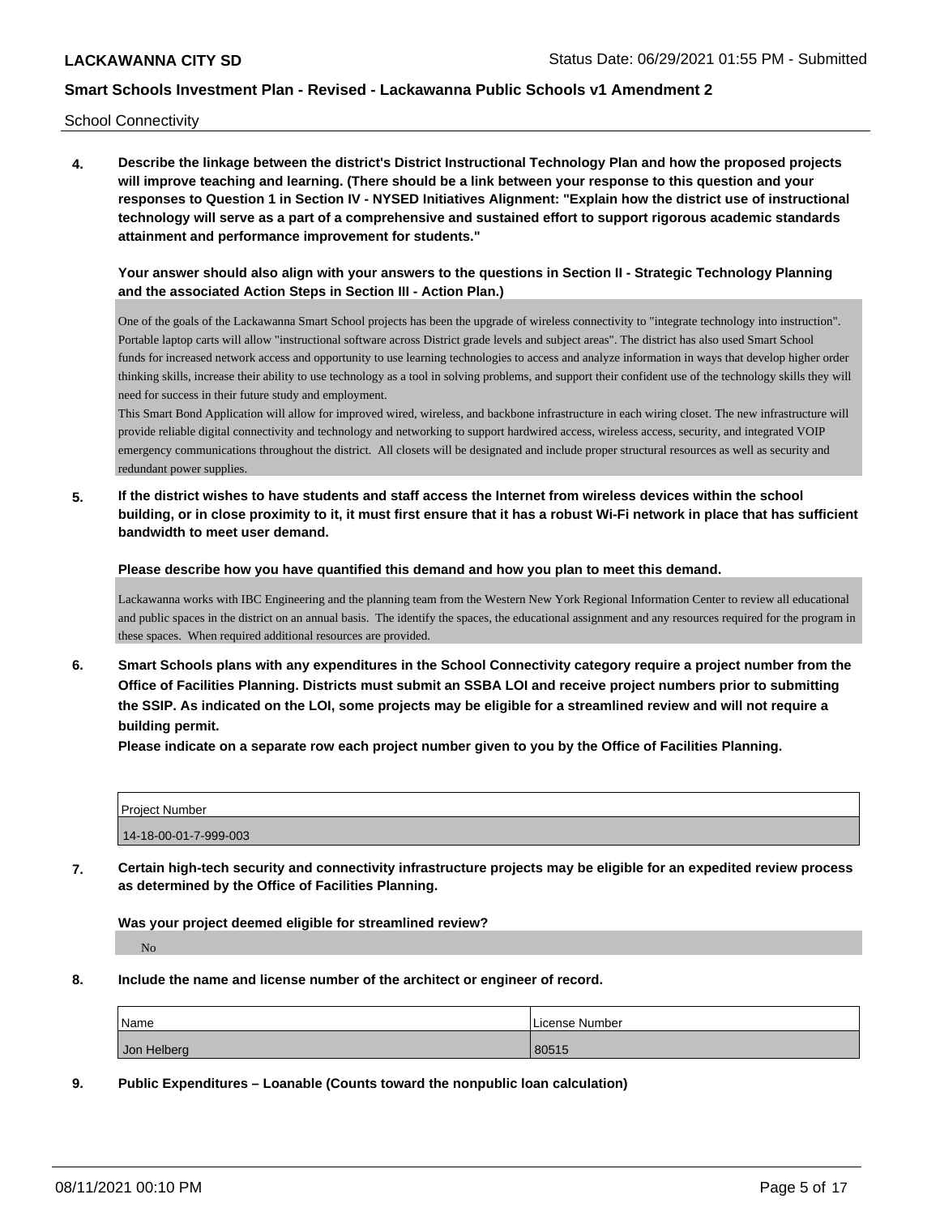School Connectivity

**4. Describe the linkage between the district's District Instructional Technology Plan and how the proposed projects will improve teaching and learning. (There should be a link between your response to this question and your responses to Question 1 in Section IV - NYSED Initiatives Alignment: "Explain how the district use of instructional technology will serve as a part of a comprehensive and sustained effort to support rigorous academic standards attainment and performance improvement for students."**

**Your answer should also align with your answers to the questions in Section II - Strategic Technology Planning and the associated Action Steps in Section III - Action Plan.)**

One of the goals of the Lackawanna Smart School projects has been the upgrade of wireless connectivity to "integrate technology into instruction". Portable laptop carts will allow "instructional software across District grade levels and subject areas". The district has also used Smart School funds for increased network access and opportunity to use learning technologies to access and analyze information in ways that develop higher order thinking skills, increase their ability to use technology as a tool in solving problems, and support their confident use of the technology skills they will need for success in their future study and employment.

This Smart Bond Application will allow for improved wired, wireless, and backbone infrastructure in each wiring closet. The new infrastructure will provide reliable digital connectivity and technology and networking to support hardwired access, wireless access, security, and integrated VOIP emergency communications throughout the district. All closets will be designated and include proper structural resources as well as security and redundant power supplies.

**5. If the district wishes to have students and staff access the Internet from wireless devices within the school building, or in close proximity to it, it must first ensure that it has a robust Wi-Fi network in place that has sufficient bandwidth to meet user demand.**

**Please describe how you have quantified this demand and how you plan to meet this demand.**

Lackawanna works with IBC Engineering and the planning team from the Western New York Regional Information Center to review all educational and public spaces in the district on an annual basis. The identify the spaces, the educational assignment and any resources required for the program in these spaces. When required additional resources are provided.

**6. Smart Schools plans with any expenditures in the School Connectivity category require a project number from the Office of Facilities Planning. Districts must submit an SSBA LOI and receive project numbers prior to submitting the SSIP. As indicated on the LOI, some projects may be eligible for a streamlined review and will not require a building permit.**

**Please indicate on a separate row each project number given to you by the Office of Facilities Planning.**

| Project Number |
|---|
| 14-18-00-01-7-999-003 |

**7. Certain high-tech security and connectivity infrastructure projects may be eligible for an expedited review process as determined by the Office of Facilities Planning.**

**Was your project deemed eligible for streamlined review?**

No

**8. Include the name and license number of the architect or engineer of record.**

| Name | License Number |
|---|---|
| Jon Helberg | 80515 |

**9. Public Expenditures – Loanable (Counts toward the nonpublic loan calculation)**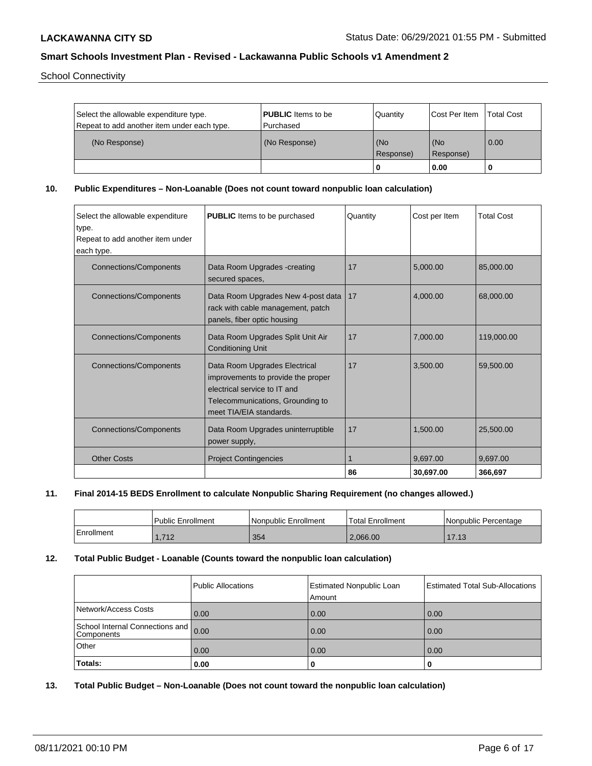School Connectivity

| Select the allowable expenditure type. Repeat to add another item under each type. | **PUBLIC** Items to be Purchased | Quantity | Cost Per Item | Total Cost |
|---|---|---|---|---|
| (No Response) | (No Response) | (No Response) | (No Response) | 0.00 |
| | | **0** | **0.00** | **0** |

**10. Public Expenditures – Non-Loanable (Does not count toward nonpublic loan calculation)**

| Select the allowable expenditure type. Repeat to add another item under each type. | **PUBLIC** Items to be purchased | Quantity | Cost per Item | Total Cost |
|---|---|---|---|---|
| Connections/Components | Data Room Upgrades -creating secured spaces, | 17 | 5,000.00 | 85,000.00 |
| Connections/Components | Data Room Upgrades New 4-post data rack with cable management, patch panels, fiber optic housing | 17 | 4,000.00 | 68,000.00 |
| Connections/Components | Data Room Upgrades Split Unit Air Conditioning Unit | 17 | 7,000.00 | 119,000.00 |
| Connections/Components | Data Room Upgrades Electrical improvements to provide the proper electrical service to IT and Telecommunications, Grounding to meet TIA/EIA standards. | 17 | 3,500.00 | 59,500.00 |
| Connections/Components | Data Room Upgrades uninterruptible power supply, | 17 | 1,500.00 | 25,500.00 |
| Other Costs | Project Contingencies | 1 | 9,697.00 | 9,697.00 |
| | | **86** | **30,697.00** | **366,697** |

**11. Final 2014-15 BEDS Enrollment to calculate Nonpublic Sharing Requirement (no changes allowed.)**

| | Public Enrollment | Nonpublic Enrollment | Total Enrollment | Nonpublic Percentage |
|---|---|---|---|---|
| Enrollment | 1,712 | 354 | 2,066.00 | 17.13 |

**12. Total Public Budget - Loanable (Counts toward the nonpublic loan calculation)**

| | Public Allocations | Estimated Nonpublic Loan Amount | Estimated Total Sub-Allocations |
|---|---|---|---|
| Network/Access Costs | 0.00 | 0.00 | 0.00 |
| School Internal Connections and Components | 0.00 | 0.00 | 0.00 |
| Other | 0.00 | 0.00 | 0.00 |
| **Totals:** | **0.00** | **0** | **0** |

**13. Total Public Budget – Non-Loanable (Does not count toward the nonpublic loan calculation)**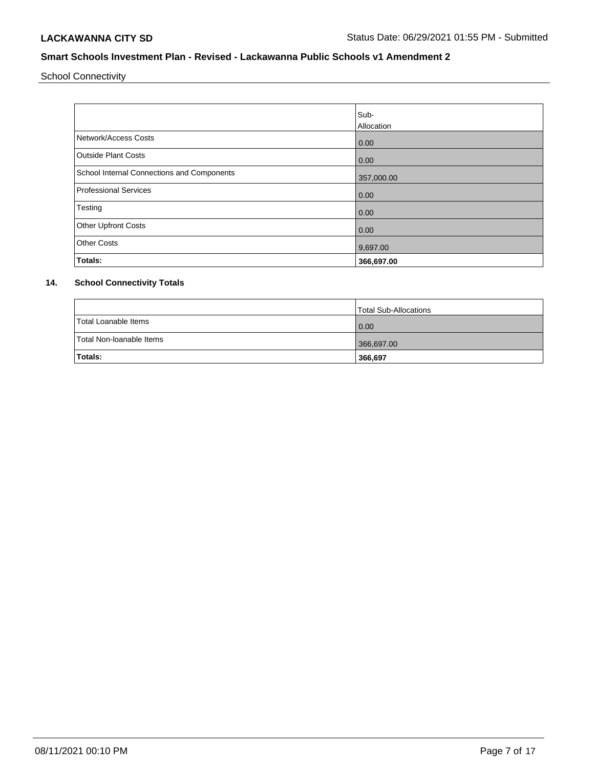School Connectivity

| | Sub-Allocation |
|---|---|
| Network/Access Costs | 0.00 |
| Outside Plant Costs | 0.00 |
| School Internal Connections and Components | 357,000.00 |
| Professional Services | 0.00 |
| Testing | 0.00 |
| Other Upfront Costs | 0.00 |
| Other Costs | 9,697.00 |
| **Totals:** | **366,697.00** |

## 14. School Connectivity Totals

| | Total Sub-Allocations |
|---|---|
| Total Loanable Items | 0.00 |
| Total Non-loanable Items | 366,697.00 |
| **Totals:** | **366,697** |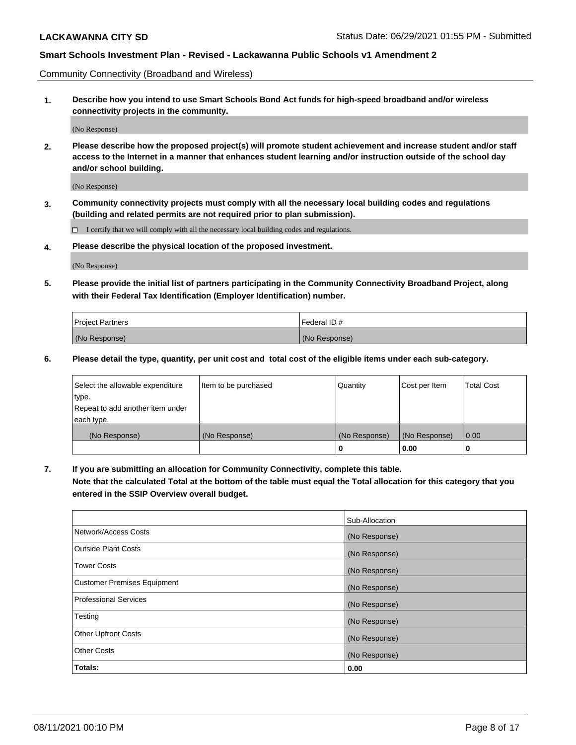Community Connectivity (Broadband and Wireless)

**1. Describe how you intend to use Smart Schools Bond Act funds for high-speed broadband and/or wireless connectivity projects in the community.**

(No Response)

**2. Please describe how the proposed project(s) will promote student achievement and increase student and/or staff access to the Internet in a manner that enhances student learning and/or instruction outside of the school day and/or school building.**

(No Response)

**3. Community connectivity projects must comply with all the necessary local building codes and regulations (building and related permits are not required prior to plan submission).**

☐ I certify that we will comply with all the necessary local building codes and regulations.

**4. Please describe the physical location of the proposed investment.**

(No Response)

**5. Please provide the initial list of partners participating in the Community Connectivity Broadband Project, along with their Federal Tax Identification (Employer Identification) number.**

| Project Partners | Federal ID # |
|---|---|
| (No Response) | (No Response) |

**6. Please detail the type, quantity, per unit cost and total cost of the eligible items under each sub-category.**

| Select the allowable expenditure type. Repeat to add another item under each type. | Item to be purchased | Quantity | Cost per Item | Total Cost |
|---|---|---|---|---|
| (No Response) | (No Response) | (No Response) | (No Response) | 0.00 |
| | | **0** | **0.00** | **0** |

**7. If you are submitting an allocation for Community Connectivity, complete this table. Note that the calculated Total at the bottom of the table must equal the Total allocation for this category that you entered in the SSIP Overview overall budget.**

| | Sub-Allocation |
|---|---|
| Network/Access Costs | (No Response) |
| Outside Plant Costs | (No Response) |
| Tower Costs | (No Response) |
| Customer Premises Equipment | (No Response) |
| Professional Services | (No Response) |
| Testing | (No Response) |
| Other Upfront Costs | (No Response) |
| Other Costs | (No Response) |
| **Totals:** | **0.00** |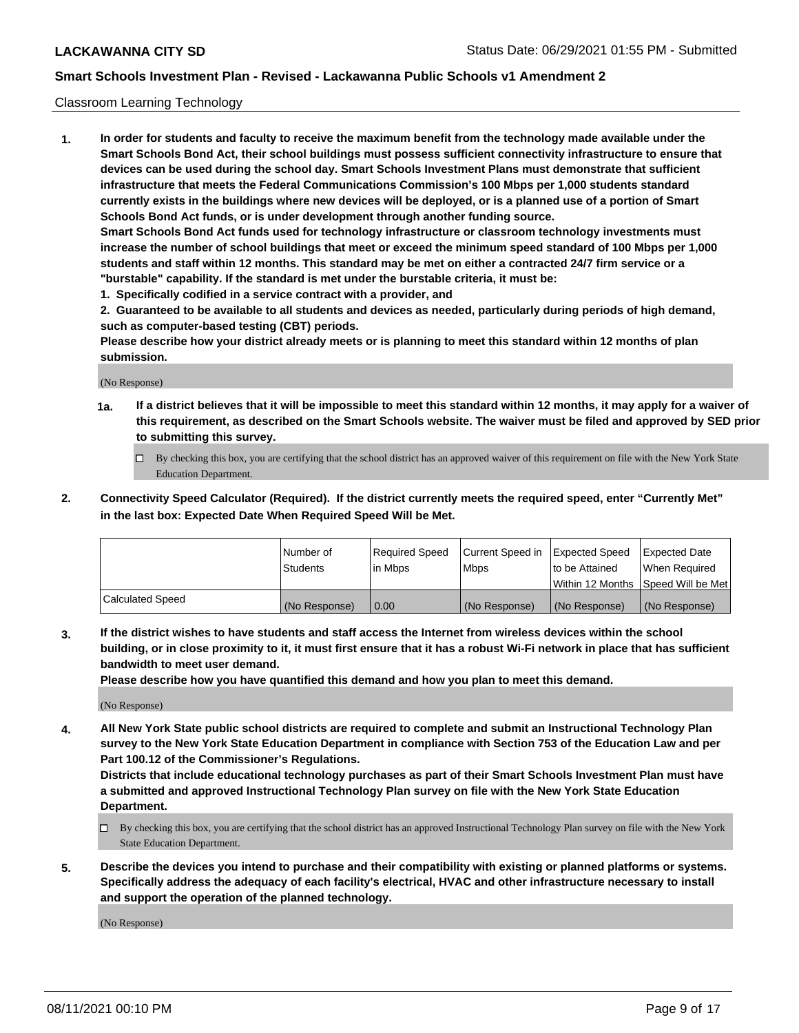## Classroom Learning Technology

**1. In order for students and faculty to receive the maximum benefit from the technology made available under the Smart Schools Bond Act, their school buildings must possess sufficient connectivity infrastructure to ensure that devices can be used during the school day. Smart Schools Investment Plans must demonstrate that sufficient infrastructure that meets the Federal Communications Commission's 100 Mbps per 1,000 students standard currently exists in the buildings where new devices will be deployed, or is a planned use of a portion of Smart Schools Bond Act funds, or is under development through another funding source.**

**Smart Schools Bond Act funds used for technology infrastructure or classroom technology investments must increase the number of school buildings that meet or exceed the minimum speed standard of 100 Mbps per 1,000 students and staff within 12 months. This standard may be met on either a contracted 24/7 firm service or a "burstable" capability. If the standard is met under the burstable criteria, it must be:**

**1. Specifically codified in a service contract with a provider, and**

**2. Guaranteed to be available to all students and devices as needed, particularly during periods of high demand, such as computer-based testing (CBT) periods.**

**Please describe how your district already meets or is planning to meet this standard within 12 months of plan submission.**

(No Response)

**1a. If a district believes that it will be impossible to meet this standard within 12 months, it may apply for a waiver of this requirement, as described on the Smart Schools website. The waiver must be filed and approved by SED prior to submitting this survey.**

☐ By checking this box, you are certifying that the school district has an approved waiver of this requirement on file with the New York State Education Department.

**2. Connectivity Speed Calculator (Required). If the district currently meets the required speed, enter "Currently Met" in the last box: Expected Date When Required Speed Will be Met.**

| | Number of Students | Required Speed in Mbps | Current Speed in Mbps | Expected Speed to be Attained Within 12 Months | Expected Date When Required Speed Will be Met |
|---|---|---|---|---|---|
| Calculated Speed | (No Response) | 0.00 | (No Response) | (No Response) | (No Response) |

**3. If the district wishes to have students and staff access the Internet from wireless devices within the school building, or in close proximity to it, it must first ensure that it has a robust Wi-Fi network in place that has sufficient bandwidth to meet user demand.**

**Please describe how you have quantified this demand and how you plan to meet this demand.**

(No Response)

**4. All New York State public school districts are required to complete and submit an Instructional Technology Plan survey to the New York State Education Department in compliance with Section 753 of the Education Law and per Part 100.12 of the Commissioner's Regulations.**

**Districts that include educational technology purchases as part of their Smart Schools Investment Plan must have a submitted and approved Instructional Technology Plan survey on file with the New York State Education Department.**

☐ By checking this box, you are certifying that the school district has an approved Instructional Technology Plan survey on file with the New York State Education Department.

**5. Describe the devices you intend to purchase and their compatibility with existing or planned platforms or systems. Specifically address the adequacy of each facility's electrical, HVAC and other infrastructure necessary to install and support the operation of the planned technology.**

(No Response)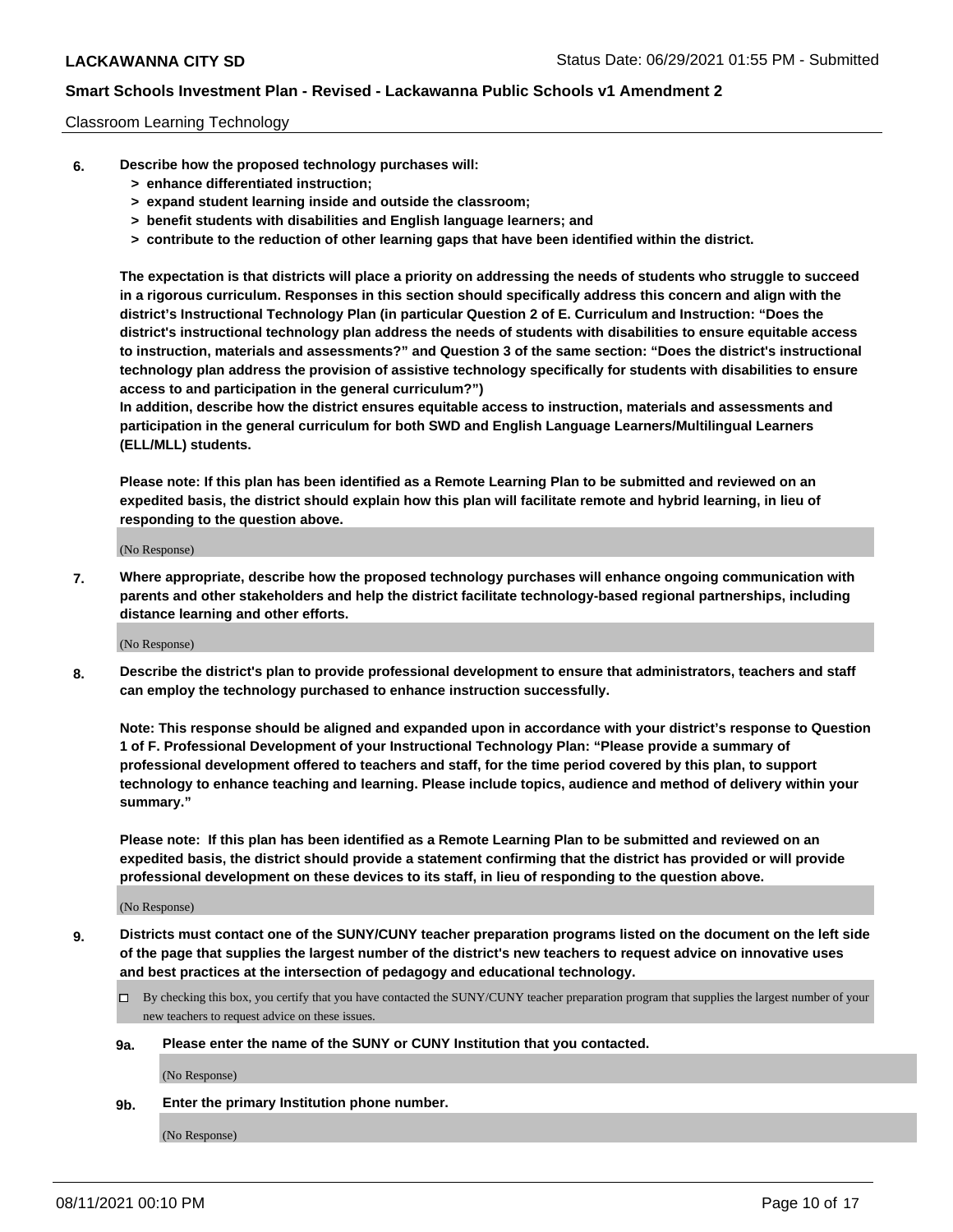Classroom Learning Technology

6. **Describe how the proposed technology purchases will:**
   - **> enhance differentiated instruction;**
   - **> expand student learning inside and outside the classroom;**
   - **> benefit students with disabilities and English language learners; and**
   - **> contribute to the reduction of other learning gaps that have been identified within the district.**

   **The expectation is that districts will place a priority on addressing the needs of students who struggle to succeed in a rigorous curriculum. Responses in this section should specifically address this concern and align with the district's Instructional Technology Plan (in particular Question 2 of E. Curriculum and Instruction: "Does the district's instructional technology plan address the needs of students with disabilities to ensure equitable access to instruction, materials and assessments?" and Question 3 of the same section: "Does the district's instructional technology plan address the provision of assistive technology specifically for students with disabilities to ensure access to and participation in the general curriculum?")**

   **In addition, describe how the district ensures equitable access to instruction, materials and assessments and participation in the general curriculum for both SWD and English Language Learners/Multilingual Learners (ELL/MLL) students.**

   **Please note: If this plan has been identified as a Remote Learning Plan to be submitted and reviewed on an expedited basis, the district should explain how this plan will facilitate remote and hybrid learning, in lieu of responding to the question above.**

   (No Response)

7. **Where appropriate, describe how the proposed technology purchases will enhance ongoing communication with parents and other stakeholders and help the district facilitate technology-based regional partnerships, including distance learning and other efforts.**

   (No Response)

8. **Describe the district's plan to provide professional development to ensure that administrators, teachers and staff can employ the technology purchased to enhance instruction successfully.**

   **Note: This response should be aligned and expanded upon in accordance with your district's response to Question 1 of F. Professional Development of your Instructional Technology Plan: "Please provide a summary of professional development offered to teachers and staff, for the time period covered by this plan, to support technology to enhance teaching and learning. Please include topics, audience and method of delivery within your summary."**

   **Please note: If this plan has been identified as a Remote Learning Plan to be submitted and reviewed on an expedited basis, the district should provide a statement confirming that the district has provided or will provide professional development on these devices to its staff, in lieu of responding to the question above.**

   (No Response)

9. **Districts must contact one of the SUNY/CUNY teacher preparation programs listed on the document on the left side of the page that supplies the largest number of the district's new teachers to request advice on innovative uses and best practices at the intersection of pedagogy and educational technology.**

   ☐ By checking this box, you certify that you have contacted the SUNY/CUNY teacher preparation program that supplies the largest number of your new teachers to request advice on these issues.

   **9a. Please enter the name of the SUNY or CUNY Institution that you contacted.**

   (No Response)

   **9b. Enter the primary Institution phone number.**

   (No Response)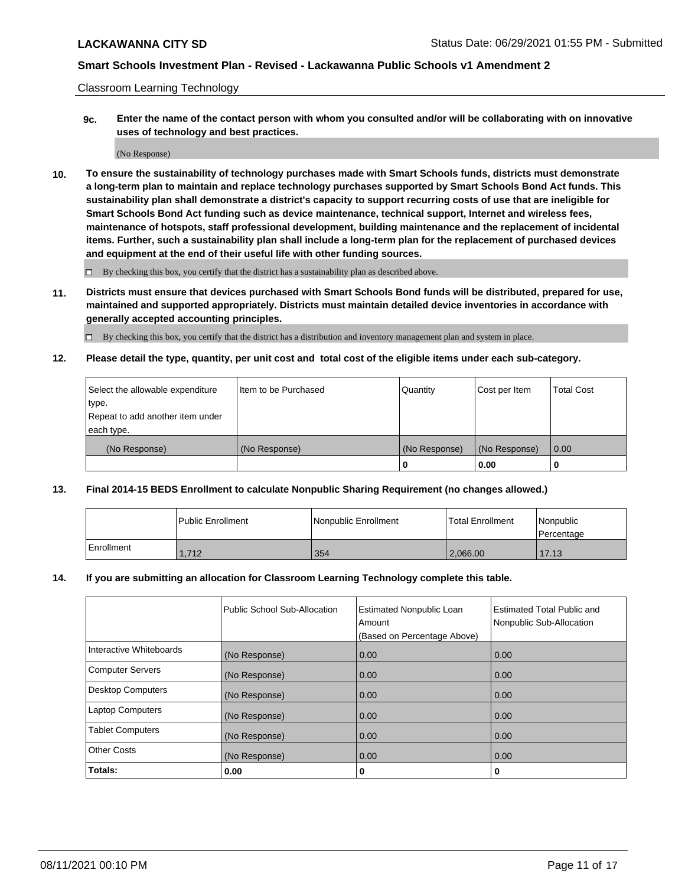Classroom Learning Technology

**9c. Enter the name of the contact person with whom you consulted and/or will be collaborating with on innovative uses of technology and best practices.**

(No Response)

**10. To ensure the sustainability of technology purchases made with Smart Schools funds, districts must demonstrate a long-term plan to maintain and replace technology purchases supported by Smart Schools Bond Act funds. This sustainability plan shall demonstrate a district's capacity to support recurring costs of use that are ineligible for Smart Schools Bond Act funding such as device maintenance, technical support, Internet and wireless fees, maintenance of hotspots, staff professional development, building maintenance and the replacement of incidental items. Further, such a sustainability plan shall include a long-term plan for the replacement of purchased devices and equipment at the end of their useful life with other funding sources.**

☐ By checking this box, you certify that the district has a sustainability plan as described above.

**11. Districts must ensure that devices purchased with Smart Schools Bond funds will be distributed, prepared for use, maintained and supported appropriately. Districts must maintain detailed device inventories in accordance with generally accepted accounting principles.**

☐ By checking this box, you certify that the district has a distribution and inventory management plan and system in place.

**12. Please detail the type, quantity, per unit cost and total cost of the eligible items under each sub-category.**

| Select the allowable expenditure type. Repeat to add another item under each type. | Item to be Purchased | Quantity | Cost per Item | Total Cost |
|---|---|---|---|---|
| (No Response) | (No Response) | (No Response) | (No Response) | 0.00 |
| | | 0 | 0.00 | 0 |

**13. Final 2014-15 BEDS Enrollment to calculate Nonpublic Sharing Requirement (no changes allowed.)**

| | Public Enrollment | Nonpublic Enrollment | Total Enrollment | Nonpublic Percentage |
|---|---|---|---|---|
| Enrollment | 1,712 | 354 | 2,066.00 | 17.13 |

**14. If you are submitting an allocation for Classroom Learning Technology complete this table.**

| | Public School Sub-Allocation | Estimated Nonpublic Loan Amount (Based on Percentage Above) | Estimated Total Public and Nonpublic Sub-Allocation |
|---|---|---|---|
| Interactive Whiteboards | (No Response) | 0.00 | 0.00 |
| Computer Servers | (No Response) | 0.00 | 0.00 |
| Desktop Computers | (No Response) | 0.00 | 0.00 |
| Laptop Computers | (No Response) | 0.00 | 0.00 |
| Tablet Computers | (No Response) | 0.00 | 0.00 |
| Other Costs | (No Response) | 0.00 | 0.00 |
| **Totals:** | **0.00** | **0** | **0** |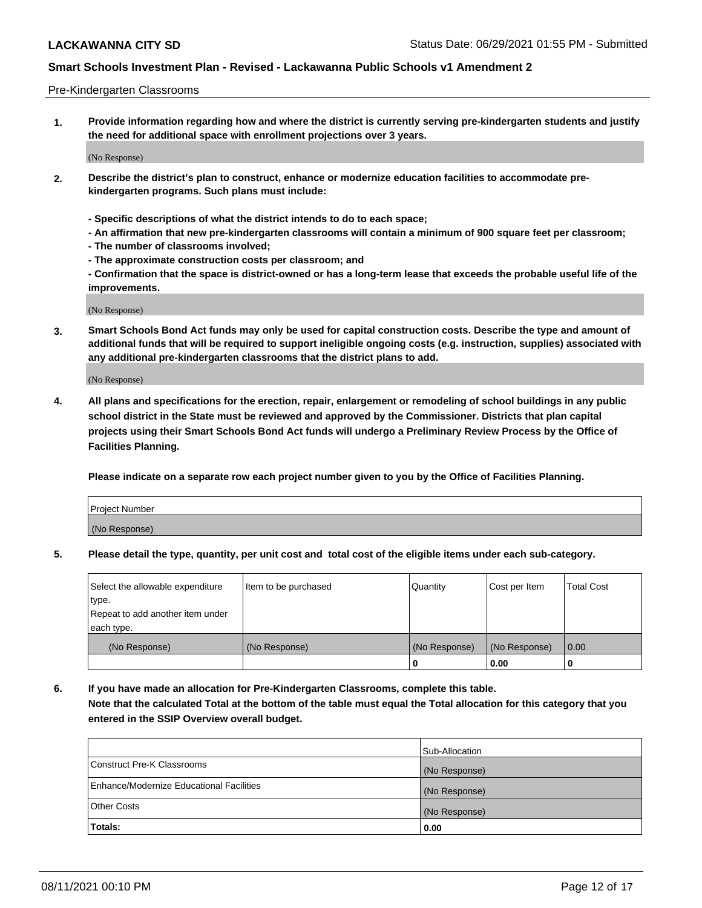Pre-Kindergarten Classrooms

**1. Provide information regarding how and where the district is currently serving pre-kindergarten students and justify the need for additional space with enrollment projections over 3 years.**

(No Response)

**2. Describe the district's plan to construct, enhance or modernize education facilities to accommodate pre-kindergarten programs. Such plans must include:**

**- Specific descriptions of what the district intends to do to each space;**
**- An affirmation that new pre-kindergarten classrooms will contain a minimum of 900 square feet per classroom;**
**- The number of classrooms involved;**
**- The approximate construction costs per classroom; and**
**- Confirmation that the space is district-owned or has a long-term lease that exceeds the probable useful life of the improvements.**

(No Response)

**3. Smart Schools Bond Act funds may only be used for capital construction costs. Describe the type and amount of additional funds that will be required to support ineligible ongoing costs (e.g. instruction, supplies) associated with any additional pre-kindergarten classrooms that the district plans to add.**

(No Response)

**4. All plans and specifications for the erection, repair, enlargement or remodeling of school buildings in any public school district in the State must be reviewed and approved by the Commissioner. Districts that plan capital projects using their Smart Schools Bond Act funds will undergo a Preliminary Review Process by the Office of Facilities Planning.**

**Please indicate on a separate row each project number given to you by the Office of Facilities Planning.**

| Project Number |
|---|
| (No Response) |

**5. Please detail the type, quantity, per unit cost and total cost of the eligible items under each sub-category.**

| Select the allowable expenditure type. Repeat to add another item under each type. | Item to be purchased | Quantity | Cost per Item | Total Cost |
|---|---|---|---|---|
| (No Response) | (No Response) | (No Response) | (No Response) | 0.00 |
| | | 0 | 0.00 | 0 |

**6. If you have made an allocation for Pre-Kindergarten Classrooms, complete this table. Note that the calculated Total at the bottom of the table must equal the Total allocation for this category that you entered in the SSIP Overview overall budget.**

| | Sub-Allocation |
|---|---|
| Construct Pre-K Classrooms | (No Response) |
| Enhance/Modernize Educational Facilities | (No Response) |
| Other Costs | (No Response) |
| **Totals:** | **0.00** |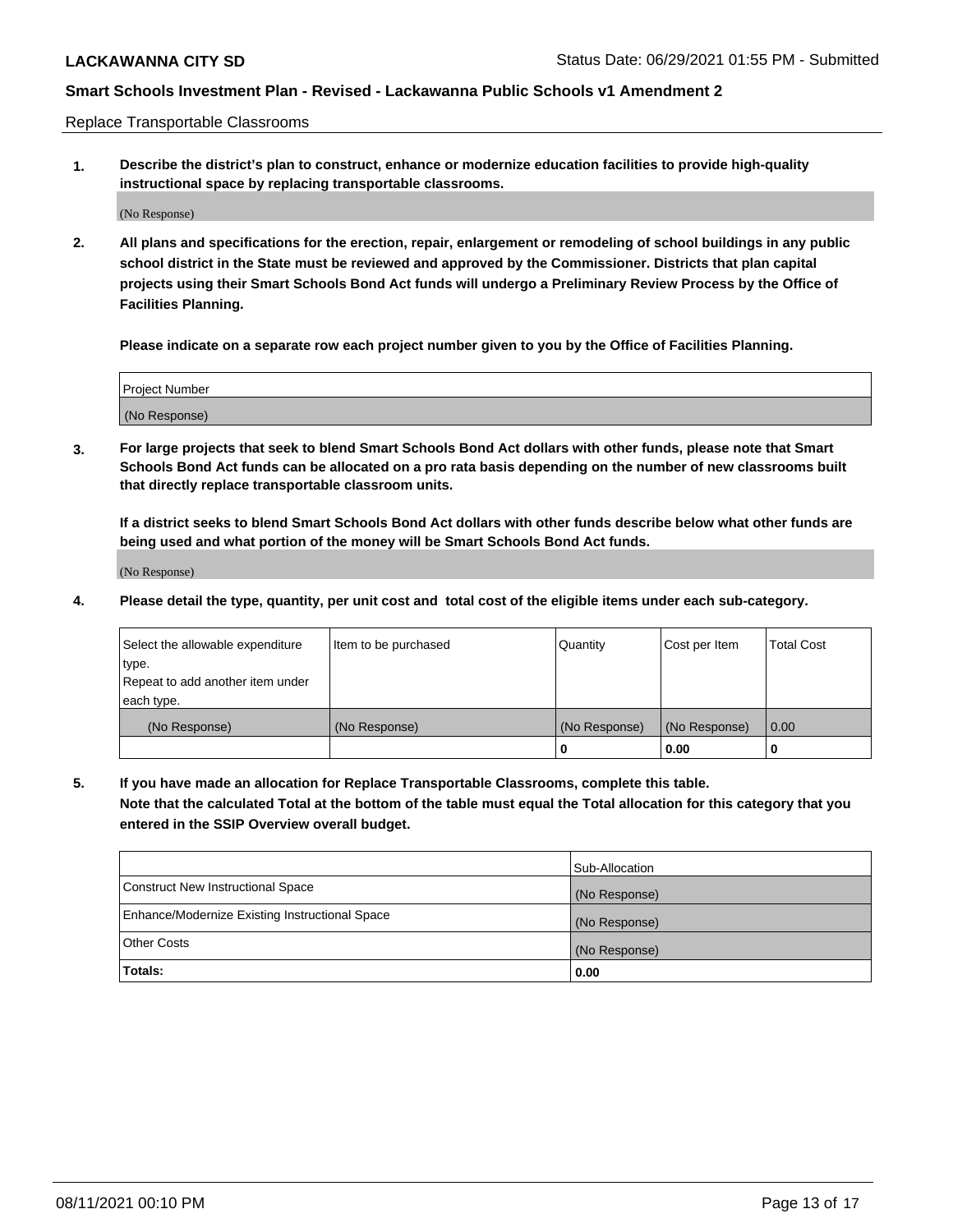Replace Transportable Classrooms

1. **Describe the district's plan to construct, enhance or modernize education facilities to provide high-quality instructional space by replacing transportable classrooms.**

(No Response)

2. **All plans and specifications for the erection, repair, enlargement or remodeling of school buildings in any public school district in the State must be reviewed and approved by the Commissioner. Districts that plan capital projects using their Smart Schools Bond Act funds will undergo a Preliminary Review Process by the Office of Facilities Planning.**

**Please indicate on a separate row each project number given to you by the Office of Facilities Planning.**

| Project Number |
|---|
| (No Response) |

3. **For large projects that seek to blend Smart Schools Bond Act dollars with other funds, please note that Smart Schools Bond Act funds can be allocated on a pro rata basis depending on the number of new classrooms built that directly replace transportable classroom units.**

**If a district seeks to blend Smart Schools Bond Act dollars with other funds describe below what other funds are being used and what portion of the money will be Smart Schools Bond Act funds.**

(No Response)

4. **Please detail the type, quantity, per unit cost and total cost of the eligible items under each sub-category.**

| Select the allowable expenditure type. Repeat to add another item under each type. | Item to be purchased | Quantity | Cost per Item | Total Cost |
|---|---|---|---|---|
| (No Response) | (No Response) | (No Response) | (No Response) | 0.00 |
| | | 0 | 0.00 | 0 |

5. **If you have made an allocation for Replace Transportable Classrooms, complete this table. Note that the calculated Total at the bottom of the table must equal the Total allocation for this category that you entered in the SSIP Overview overall budget.**

| | Sub-Allocation |
|---|---|
| Construct New Instructional Space | (No Response) |
| Enhance/Modernize Existing Instructional Space | (No Response) |
| Other Costs | (No Response) |
| **Totals:** | **0.00** |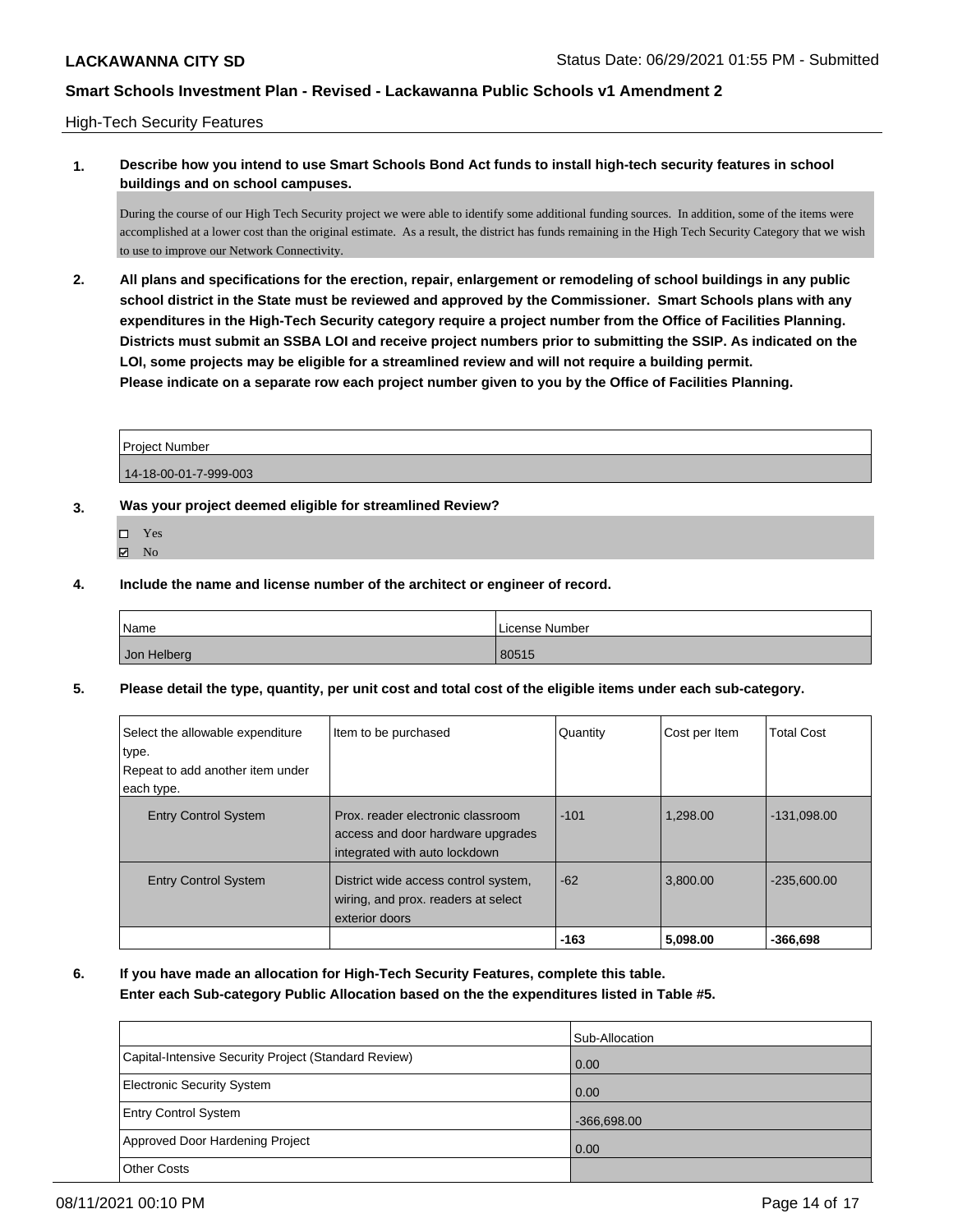High-Tech Security Features

**1. Describe how you intend to use Smart Schools Bond Act funds to install high-tech security features in school buildings and on school campuses.**

During the course of our High Tech Security project we were able to identify some additional funding sources. In addition, some of the items were accomplished at a lower cost than the original estimate. As a result, the district has funds remaining in the High Tech Security Category that we wish to use to improve our Network Connectivity.

**2. All plans and specifications for the erection, repair, enlargement or remodeling of school buildings in any public school district in the State must be reviewed and approved by the Commissioner. Smart Schools plans with any expenditures in the High-Tech Security category require a project number from the Office of Facilities Planning. Districts must submit an SSBA LOI and receive project numbers prior to submitting the SSIP. As indicated on the LOI, some projects may be eligible for a streamlined review and will not require a building permit.**
**Please indicate on a separate row each project number given to you by the Office of Facilities Planning.**

| Project Number |
| --- |
| 14-18-00-01-7-999-003 |

**3. Was your project deemed eligible for streamlined Review?**

- ☐ Yes
- ☑ No

**4. Include the name and license number of the architect or engineer of record.**

| Name | License Number |
| --- | --- |
| Jon Helberg | 80515 |

**5. Please detail the type, quantity, per unit cost and total cost of the eligible items under each sub-category.**

| Select the allowable expenditure type. Repeat to add another item under each type. | Item to be purchased | Quantity | Cost per Item | Total Cost |
| --- | --- | --- | --- | --- |
| Entry Control System | Prox. reader electronic classroom access and door hardware upgrades integrated with auto lockdown | -101 | 1,298.00 | -131,098.00 |
| Entry Control System | District wide access control system, wiring, and prox. readers at select exterior doors | -62 | 3,800.00 | -235,600.00 |
| | | **-163** | **5,098.00** | **-366,698** |

**6. If you have made an allocation for High-Tech Security Features, complete this table.**
**Enter each Sub-category Public Allocation based on the the expenditures listed in Table #5.**

| | Sub-Allocation |
| --- | --- |
| Capital-Intensive Security Project (Standard Review) | 0.00 |
| Electronic Security System | 0.00 |
| Entry Control System | -366,698.00 |
| Approved Door Hardening Project | 0.00 |
| Other Costs | |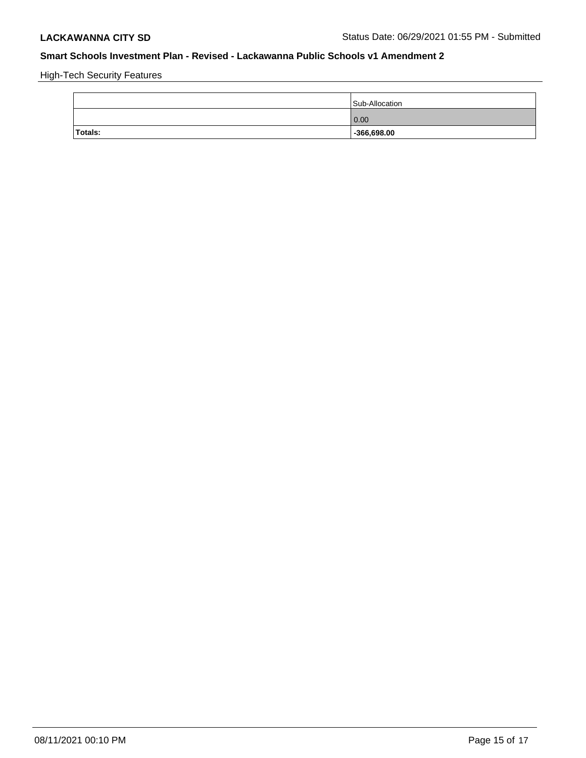High-Tech Security Features

| | Sub-Allocation |
|---|---|
| | 0.00 |
| **Totals:** | **-366,698.00** |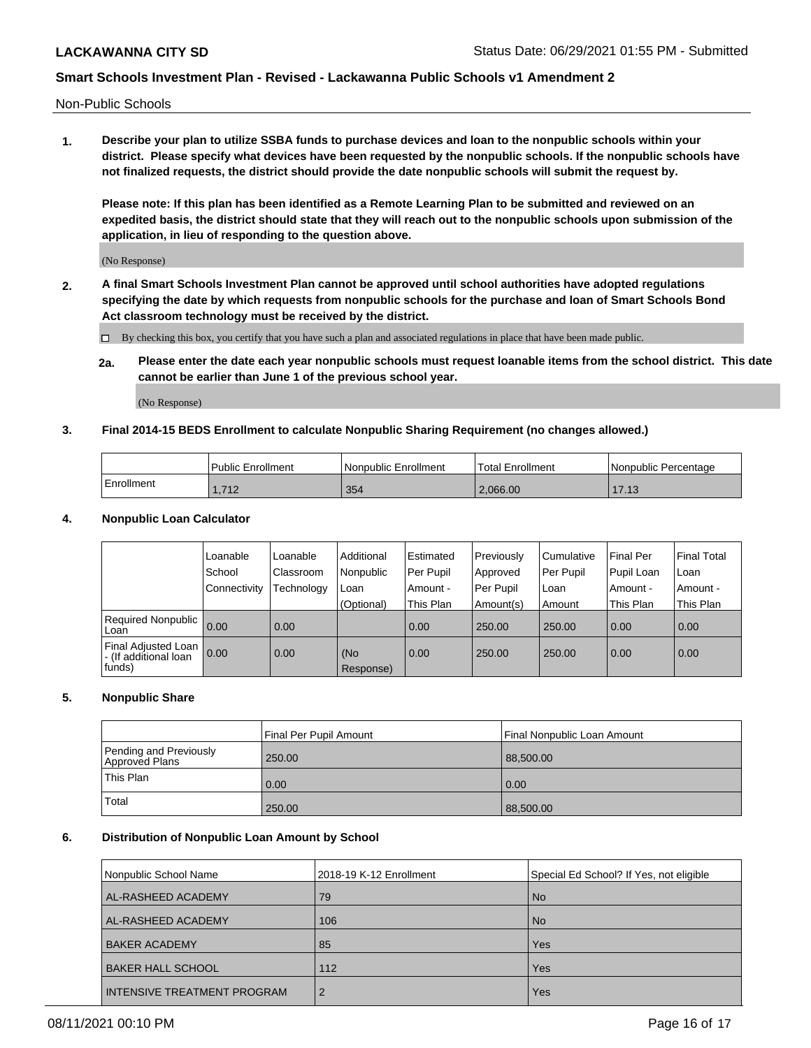Non-Public Schools

**1. Describe your plan to utilize SSBA funds to purchase devices and loan to the nonpublic schools within your district. Please specify what devices have been requested by the nonpublic schools. If the nonpublic schools have not finalized requests, the district should provide the date nonpublic schools will submit the request by.**

**Please note: If this plan has been identified as a Remote Learning Plan to be submitted and reviewed on an expedited basis, the district should state that they will reach out to the nonpublic schools upon submission of the application, in lieu of responding to the question above.**

(No Response)

**2. A final Smart Schools Investment Plan cannot be approved until school authorities have adopted regulations specifying the date by which requests from nonpublic schools for the purchase and loan of Smart Schools Bond Act classroom technology must be received by the district.**

☐ By checking this box, you certify that you have such a plan and associated regulations in place that have been made public.

**2a. Please enter the date each year nonpublic schools must request loanable items from the school district. This date cannot be earlier than June 1 of the previous school year.**

(No Response)

**3. Final 2014-15 BEDS Enrollment to calculate Nonpublic Sharing Requirement (no changes allowed.)**

| | Public Enrollment | Nonpublic Enrollment | Total Enrollment | Nonpublic Percentage |
|---|---|---|---|---|
| Enrollment | 1,712 | 354 | 2,066.00 | 17.13 |

**4. Nonpublic Loan Calculator**

| | Loanable School Connectivity | Loanable Classroom Technology | Additional Nonpublic Loan (Optional) | Estimated Per Pupil Amount - This Plan | Previously Approved Per Pupil Amount(s) | Cumulative Per Pupil Loan Amount | Final Per Pupil Loan Amount - This Plan | Final Total Loan Amount - This Plan |
|---|---|---|---|---|---|---|---|---|
| Required Nonpublic Loan | 0.00 | 0.00 | | 0.00 | 250.00 | 250.00 | 0.00 | 0.00 |
| Final Adjusted Loan - (If additional loan funds) | 0.00 | 0.00 | (No Response) | 0.00 | 250.00 | 250.00 | 0.00 | 0.00 |

**5. Nonpublic Share**

| | Final Per Pupil Amount | Final Nonpublic Loan Amount |
|---|---|---|
| Pending and Previously Approved Plans | 250.00 | 88,500.00 |
| This Plan | 0.00 | 0.00 |
| Total | 250.00 | 88,500.00 |

**6. Distribution of Nonpublic Loan Amount by School**

| Nonpublic School Name | 2018-19 K-12 Enrollment | Special Ed School? If Yes, not eligible |
|---|---|---|
| AL-RASHEED ACADEMY | 79 | No |
| AL-RASHEED ACADEMY | 106 | No |
| BAKER ACADEMY | 85 | Yes |
| BAKER HALL SCHOOL | 112 | Yes |
| INTENSIVE TREATMENT PROGRAM | 2 | Yes |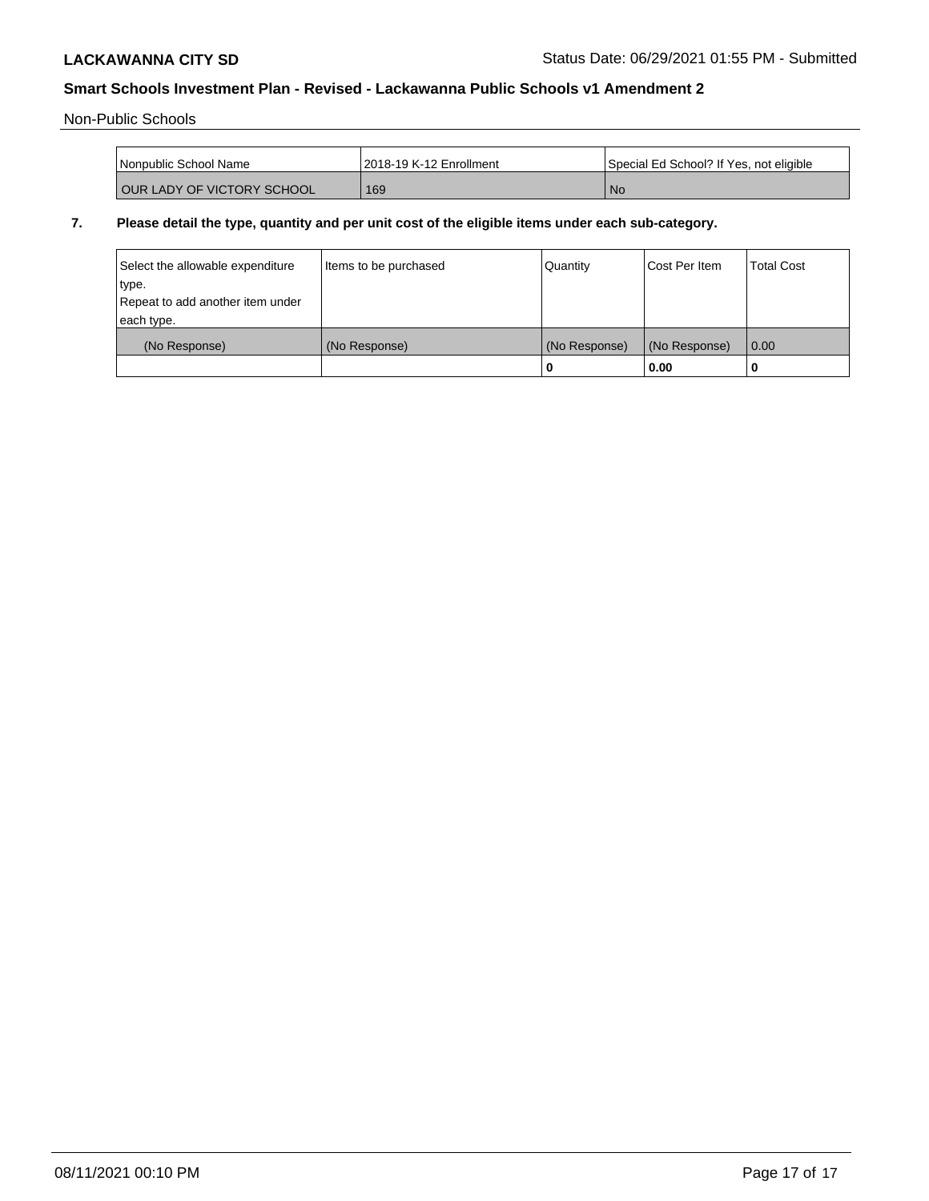Non-Public Schools

| Nonpublic School Name | 2018-19 K-12 Enrollment | Special Ed School? If Yes, not eligible |
|---|---|---|
| OUR LADY OF VICTORY SCHOOL | 169 | No |

**7. Please detail the type, quantity and per unit cost of the eligible items under each sub-category.**

| Select the allowable expenditure type. Repeat to add another item under each type. | Items to be purchased | Quantity | Cost Per Item | Total Cost |
|---|---|---|---|---|
| (No Response) | (No Response) | (No Response) | (No Response) | 0.00 |
| | | **0** | **0.00** | **0** |